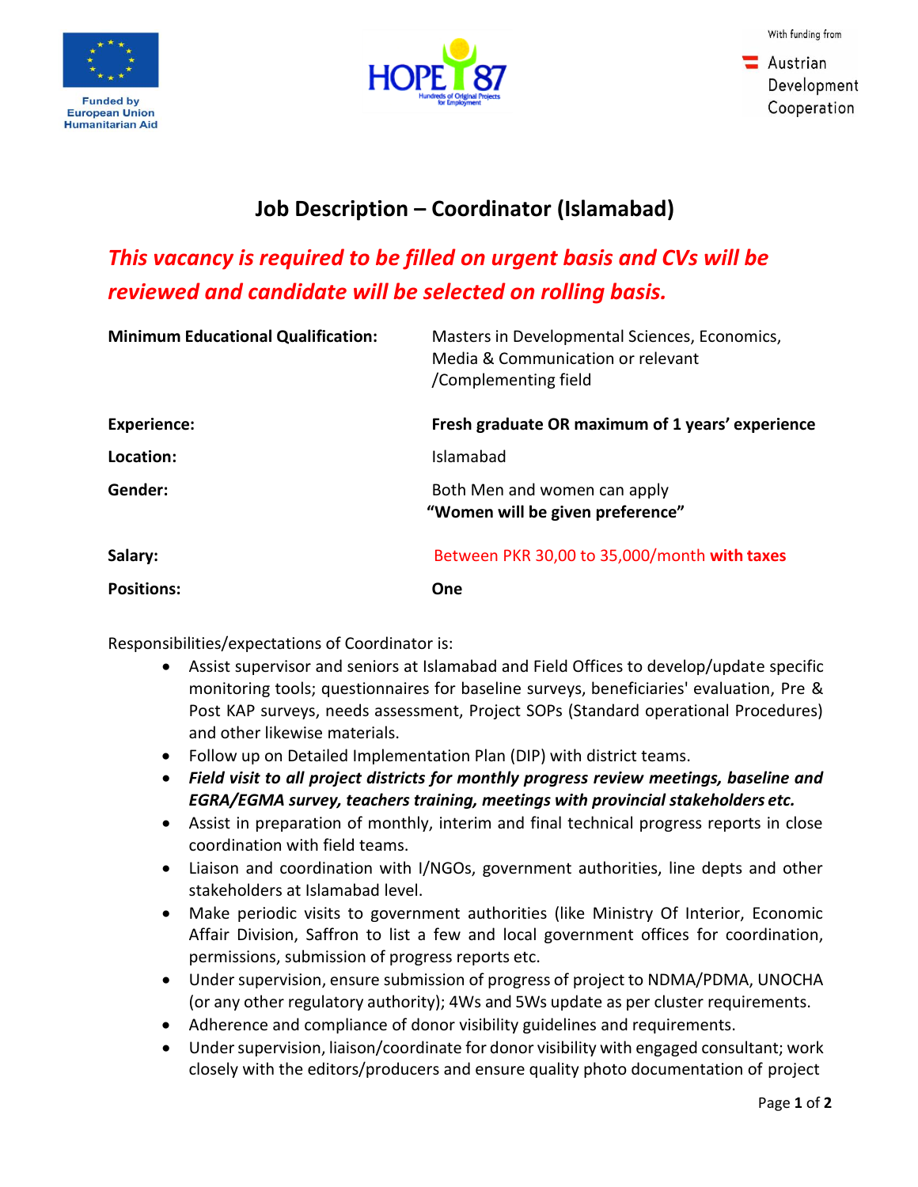Funded by European Union Humanitarian Aid

HOPE 87 — Hundreds of Original Projects for Employment

With funding from Austrian Development Cooperation

# Job Description – Coordinator (Islamabad)

***This vacancy is required to be filled on urgent basis and CVs will be reviewed and candidate will be selected on rolling basis.***

| | |
|---|---|
| **Minimum Educational Qualification:** | Masters in Developmental Sciences, Economics, Media & Communication or relevant /Complementing field |
| **Experience:** | **Fresh graduate OR maximum of 1 years' experience** |
| **Location:** | Islamabad |
| **Gender:** | Both Men and women can apply **"Women will be given preference"** |
| **Salary:** | Between PKR 30,00 to 35,000/month **with taxes** |
| **Positions:** | **One** |

Responsibilities/expectations of Coordinator is:

- Assist supervisor and seniors at Islamabad and Field Offices to develop/update specific monitoring tools; questionnaires for baseline surveys, beneficiaries' evaluation, Pre & Post KAP surveys, needs assessment, Project SOPs (Standard operational Procedures) and other likewise materials.
- Follow up on Detailed Implementation Plan (DIP) with district teams.
- ***Field visit to all project districts for monthly progress review meetings, baseline and EGRA/EGMA survey, teachers training, meetings with provincial stakeholders etc.***
- Assist in preparation of monthly, interim and final technical progress reports in close coordination with field teams.
- Liaison and coordination with I/NGOs, government authorities, line depts and other stakeholders at Islamabad level.
- Make periodic visits to government authorities (like Ministry Of Interior, Economic Affair Division, Saffron to list a few and local government offices for coordination, permissions, submission of progress reports etc.
- Under supervision, ensure submission of progress of project to NDMA/PDMA, UNOCHA (or any other regulatory authority); 4Ws and 5Ws update as per cluster requirements.
- Adherence and compliance of donor visibility guidelines and requirements.
- Under supervision, liaison/coordinate for donor visibility with engaged consultant; work closely with the editors/producers and ensure quality photo documentation of project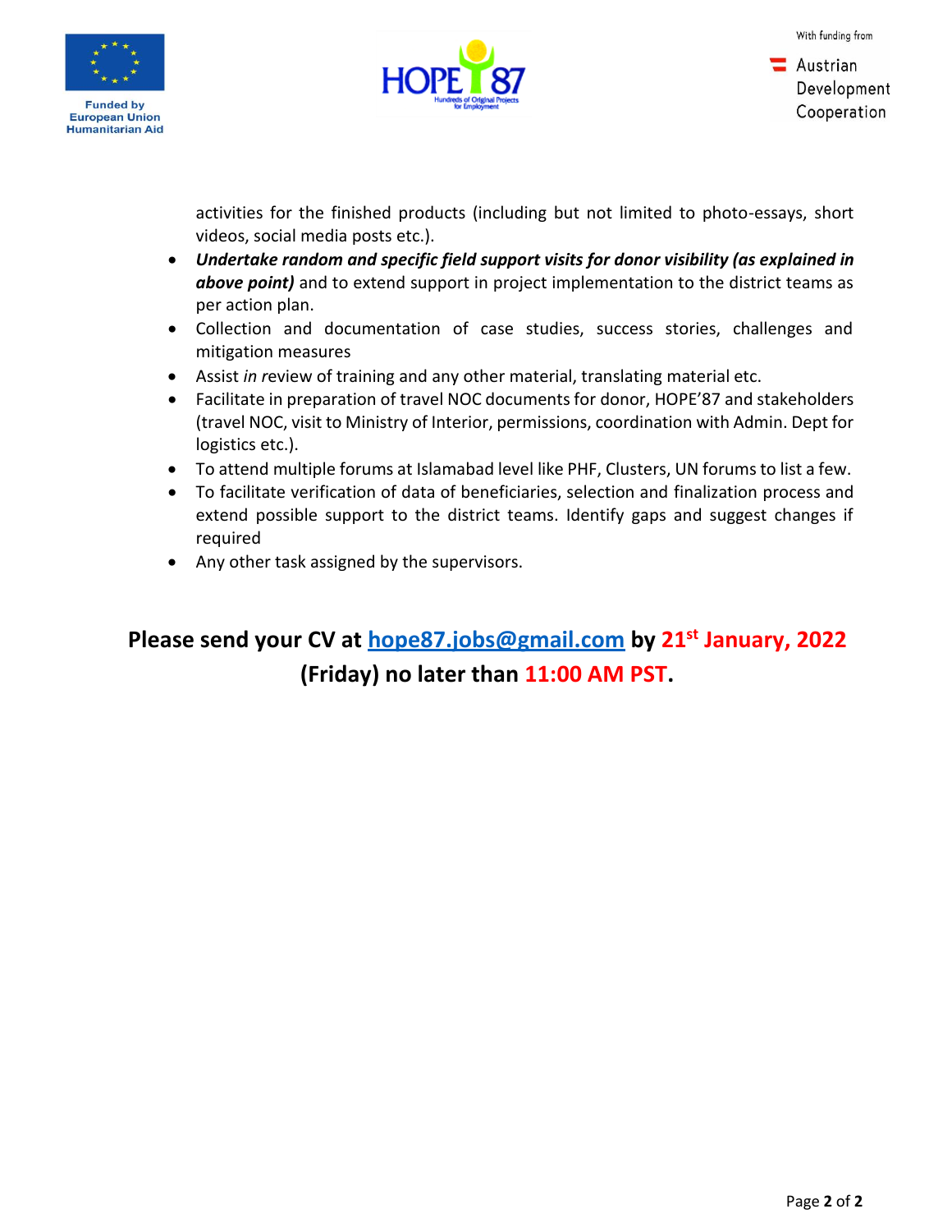activities for the finished products (including but not limited to photo-essays, short videos, social media posts etc.).

- ***Undertake random and specific field support visits for donor visibility (as explained in above point)*** and to extend support in project implementation to the district teams as per action plan.
- Collection and documentation of case studies, success stories, challenges and mitigation measures
- Assist *in r*eview of training and any other material, translating material etc.
- Facilitate in preparation of travel NOC documents for donor, HOPE'87 and stakeholders (travel NOC, visit to Ministry of Interior, permissions, coordination with Admin. Dept for logistics etc.).
- To attend multiple forums at Islamabad level like PHF, Clusters, UN forums to list a few.
- To facilitate verification of data of beneficiaries, selection and finalization process and extend possible support to the district teams. Identify gaps and suggest changes if required
- Any other task assigned by the supervisors.

**Please send your CV at [hope87.jobs@gmail.com](mailto:hope87.jobs@gmail.com) by 21st January, 2022 (Friday) no later than 11:00 AM PST.**